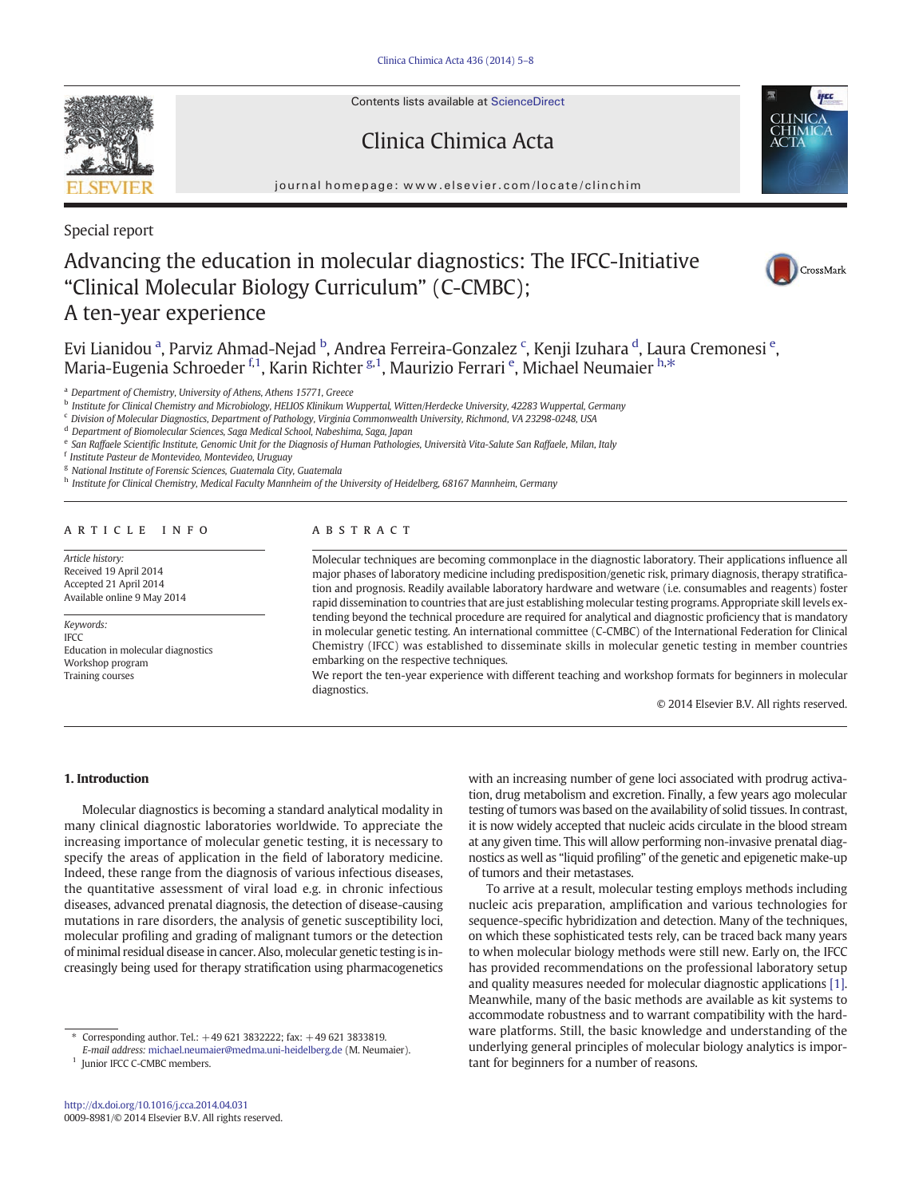Special report

# Advancing the education in molecular diagnostics: The IFCC-Initiative "Clinical Molecular Biology Curriculum" (C-CMBC); A ten-year experience

Evi Lianidou [a], Parviz Ahmad-Nejad [b], Andrea Ferreira-Gonzalez [c], Kenji Izuhara [d], Laura Cremonesi [e], Maria-Eugenia Schroeder [f,1], Karin Richter [g,1], Maurizio Ferrari [e], Michael Neumaier [h,*]

[a] Department of Chemistry, University of Athens, Athens 15771, Greece
[b] Institute for Clinical Chemistry and Microbiology, HELIOS Klinikum Wuppertal, Witten/Herdecke University, 42283 Wuppertal, Germany
[c] Division of Molecular Diagnostics, Department of Pathology, Virginia Commonwealth University, Richmond, VA 23298-0248, USA
[d] Department of Biomolecular Sciences, Saga Medical School, Nabeshima, Saga, Japan
[e] San Raffaele Scientific Institute, Genomic Unit for the Diagnosis of Human Pathologies, Università Vita-Salute San Raffaele, Milan, Italy
[f] Institute Pasteur de Montevideo, Montevideo, Uruguay
[g] National Institute of Forensic Sciences, Guatemala City, Guatemala
[h] Institute for Clinical Chemistry, Medical Faculty Mannheim of the University of Heidelberg, 68167 Mannheim, Germany

## ARTICLE INFO

*Article history:*
Received 19 April 2014
Accepted 21 April 2014
Available online 9 May 2014

*Keywords:*
IFCC
Education in molecular diagnostics
Workshop program
Training courses

## ABSTRACT

Molecular techniques are becoming commonplace in the diagnostic laboratory. Their applications influence all major phases of laboratory medicine including predisposition/genetic risk, primary diagnosis, therapy stratification and prognosis. Readily available laboratory hardware and wetware (i.e. consumables and reagents) foster rapid dissemination to countries that are just establishing molecular testing programs. Appropriate skill levels extending beyond the technical procedure are required for analytical and diagnostic proficiency that is mandatory in molecular genetic testing. An international committee (C-CMBC) of the International Federation for Clinical Chemistry (IFCC) was established to disseminate skills in molecular genetic testing in member countries embarking on the respective techniques.

We report the ten-year experience with different teaching and workshop formats for beginners in molecular diagnostics.

© 2014 Elsevier B.V. All rights reserved.

## 1. Introduction

Molecular diagnostics is becoming a standard analytical modality in many clinical diagnostic laboratories worldwide. To appreciate the increasing importance of molecular genetic testing, it is necessary to specify the areas of application in the field of laboratory medicine. Indeed, these range from the diagnosis of various infectious diseases, the quantitative assessment of viral load e.g. in chronic infectious diseases, advanced prenatal diagnosis, the detection of disease-causing mutations in rare disorders, the analysis of genetic susceptibility loci, molecular profiling and grading of malignant tumors or the detection of minimal residual disease in cancer. Also, molecular genetic testing is increasingly being used for therapy stratification using pharmacogenetics with an increasing number of gene loci associated with prodrug activation, drug metabolism and excretion. Finally, a few years ago molecular testing of tumors was based on the availability of solid tissues. In contrast, it is now widely accepted that nucleic acids circulate in the blood stream at any given time. This will allow performing non-invasive prenatal diagnostics as well as "liquid profiling" of the genetic and epigenetic make-up of tumors and their metastases.

To arrive at a result, molecular testing employs methods including nucleic acis preparation, amplification and various technologies for sequence-specific hybridization and detection. Many of the techniques, on which these sophisticated tests rely, can be traced back many years to when molecular biology methods were still new. Early on, the IFCC has provided recommendations on the professional laboratory setup and quality measures needed for molecular diagnostic applications [1]. Meanwhile, many of the basic methods are available as kit systems to accommodate robustness and to warrant compatibility with the hardware platforms. Still, the basic knowledge and understanding of the underlying general principles of molecular biology analytics is important for beginners for a number of reasons.

---

\* Corresponding author. Tel.: +49 621 3832222; fax: +49 621 3833819.
*E-mail address:* michael.neumaier@medma.uni-heidelberg.de (M. Neumaier).

1 Junior IFCC C-CMBC members.

http://dx.doi.org/10.1016/j.cca.2014.04.031
0009-8981/© 2014 Elsevier B.V. All rights reserved.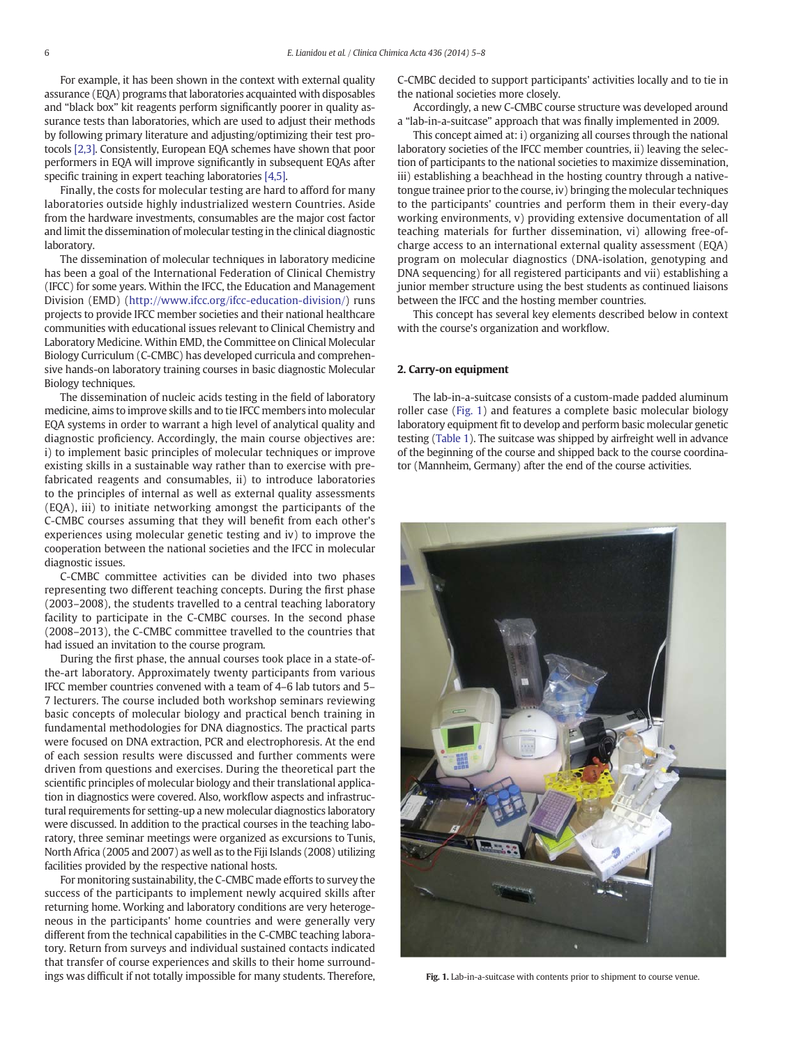For example, it has been shown in the context with external quality assurance (EQA) programs that laboratories acquainted with disposables and "black box" kit reagents perform significantly poorer in quality assurance tests than laboratories, which are used to adjust their methods by following primary literature and adjusting/optimizing their test protocols [2,3]. Consistently, European EQA schemes have shown that poor performers in EQA will improve significantly in subsequent EQAs after specific training in expert teaching laboratories [4,5].

Finally, the costs for molecular testing are hard to afford for many laboratories outside highly industrialized western Countries. Aside from the hardware investments, consumables are the major cost factor and limit the dissemination of molecular testing in the clinical diagnostic laboratory.

The dissemination of molecular techniques in laboratory medicine has been a goal of the International Federation of Clinical Chemistry (IFCC) for some years. Within the IFCC, the Education and Management Division (EMD) (http://www.ifcc.org/ifcc-education-division/) runs projects to provide IFCC member societies and their national healthcare communities with educational issues relevant to Clinical Chemistry and Laboratory Medicine. Within EMD, the Committee on Clinical Molecular Biology Curriculum (C-CMBC) has developed curricula and comprehensive hands-on laboratory training courses in basic diagnostic Molecular Biology techniques.

The dissemination of nucleic acids testing in the field of laboratory medicine, aims to improve skills and to tie IFCC members into molecular EQA systems in order to warrant a high level of analytical quality and diagnostic proficiency. Accordingly, the main course objectives are: i) to implement basic principles of molecular techniques or improve existing skills in a sustainable way rather than to exercise with prefabricated reagents and consumables, ii) to introduce laboratories to the principles of internal as well as external quality assessments (EQA), iii) to initiate networking amongst the participants of the C-CMBC courses assuming that they will benefit from each other's experiences using molecular genetic testing and iv) to improve the cooperation between the national societies and the IFCC in molecular diagnostic issues.

C-CMBC committee activities can be divided into two phases representing two different teaching concepts. During the first phase (2003–2008), the students travelled to a central teaching laboratory facility to participate in the C-CMBC courses. In the second phase (2008–2013), the C-CMBC committee travelled to the countries that had issued an invitation to the course program.

During the first phase, the annual courses took place in a state-of-the-art laboratory. Approximately twenty participants from various IFCC member countries convened with a team of 4–6 lab tutors and 5–7 lecturers. The course included both workshop seminars reviewing basic concepts of molecular biology and practical bench training in fundamental methodologies for DNA diagnostics. The practical parts were focused on DNA extraction, PCR and electrophoresis. At the end of each session results were discussed and further comments were driven from questions and exercises. During the theoretical part the scientific principles of molecular biology and their translational application in diagnostics were covered. Also, workflow aspects and infrastructural requirements for setting-up a new molecular diagnostics laboratory were discussed. In addition to the practical courses in the teaching laboratory, three seminar meetings were organized as excursions to Tunis, North Africa (2005 and 2007) as well as to the Fiji Islands (2008) utilizing facilities provided by the respective national hosts.

For monitoring sustainability, the C-CMBC made efforts to survey the success of the participants to implement newly acquired skills after returning home. Working and laboratory conditions are very heterogeneous in the participants' home countries and were generally very different from the technical capabilities in the C-CMBC teaching laboratory. Return from surveys and individual sustained contacts indicated that transfer of course experiences and skills to their home surroundings was difficult if not totally impossible for many students. Therefore, C-CMBC decided to support participants' activities locally and to tie in the national societies more closely.

Accordingly, a new C-CMBC course structure was developed around a "lab-in-a-suitcase" approach that was finally implemented in 2009.

This concept aimed at: i) organizing all courses through the national laboratory societies of the IFCC member countries, ii) leaving the selection of participants to the national societies to maximize dissemination, iii) establishing a beachhead in the hosting country through a native-tongue trainee prior to the course, iv) bringing the molecular techniques to the participants' countries and perform them in their every-day working environments, v) providing extensive documentation of all teaching materials for further dissemination, vi) allowing free-of-charge access to an international external quality assessment (EQA) program on molecular diagnostics (DNA-isolation, genotyping and DNA sequencing) for all registered participants and vii) establishing a junior member structure using the best students as continued liaisons between the IFCC and the hosting member countries.

This concept has several key elements described below in context with the course's organization and workflow.

## 2. Carry-on equipment

The lab-in-a-suitcase consists of a custom-made padded aluminum roller case (Fig. 1) and features a complete basic molecular biology laboratory equipment fit to develop and perform basic molecular genetic testing (Table 1). The suitcase was shipped by airfreight well in advance of the beginning of the course and shipped back to the course coordinator (Mannheim, Germany) after the end of the course activities.

**Fig. 1.** Lab-in-a-suitcase with contents prior to shipment to course venue.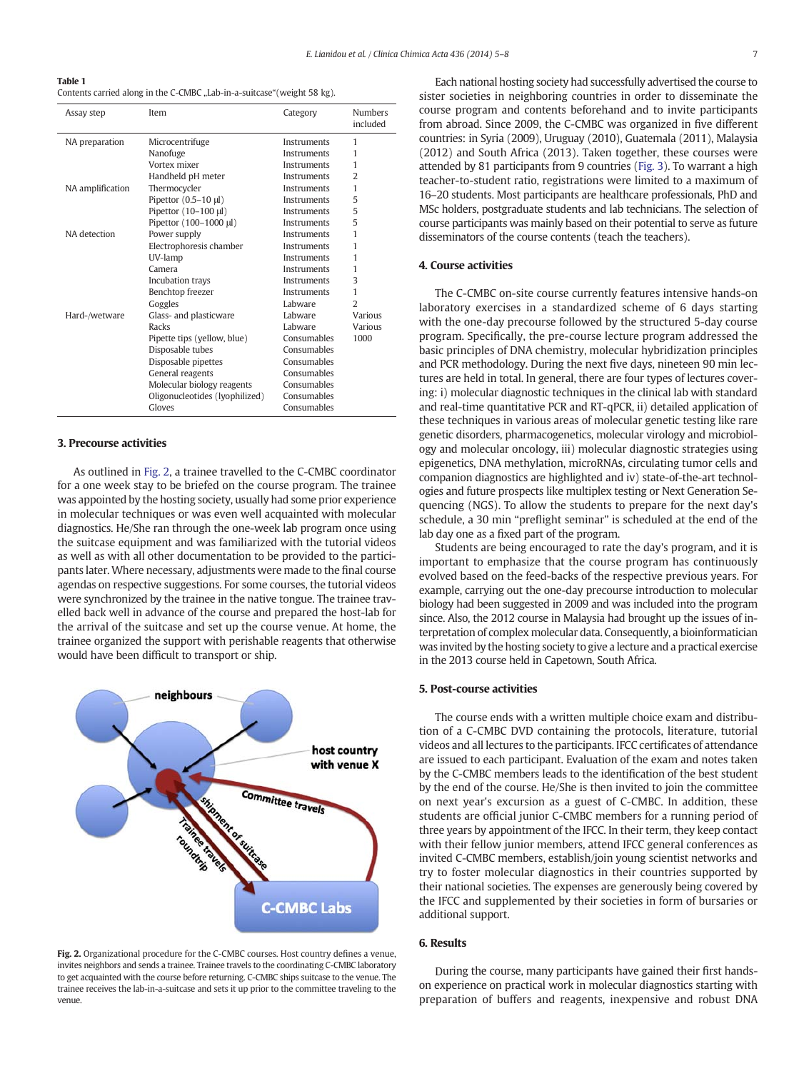**Table 1**
Contents carried along in the C-CMBC „Lab-in-a-suitcase"(weight 58 kg).

| Assay step | Item | Category | Numbers included |
|---|---|---|---|
| NA preparation | Microcentrifuge | Instruments | 1 |
| | Nanofuge | Instruments | 1 |
| | Vortex mixer | Instruments | 1 |
| | Handheld pH meter | Instruments | 2 |
| NA amplification | Thermocycler | Instruments | 1 |
| | Pipettor (0.5–10 μl) | Instruments | 5 |
| | Pipettor (10–100 μl) | Instruments | 5 |
| | Pipettor (100–1000 μl) | Instruments | 5 |
| NA detection | Power supply | Instruments | 1 |
| | Electrophoresis chamber | Instruments | 1 |
| | UV-lamp | Instruments | 1 |
| | Camera | Instruments | 1 |
| | Incubation trays | Instruments | 3 |
| | Benchtop freezer | Instruments | 1 |
| | Goggles | Labware | 2 |
| Hard-/wetware | Glass- and plasticware | Labware | Various |
| | Racks | Labware | Various |
| | Pipette tips (yellow, blue) | Consumables | 1000 |
| | Disposable tubes | Consumables | |
| | Disposable pipettes | Consumables | |
| | General reagents | Consumables | |
| | Molecular biology reagents | Consumables | |
| | Oligonucleotides (lyophilized) | Consumables | |
| | Gloves | Consumables | |

## 3. Precourse activities

As outlined in Fig. 2, a trainee travelled to the C-CMBC coordinator for a one week stay to be briefed on the course program. The trainee was appointed by the hosting society, usually had some prior experience in molecular techniques or was even well acquainted with molecular diagnostics. He/She ran through the one-week lab program once using the suitcase equipment and was familiarized with the tutorial videos as well as with all other documentation to be provided to the participants later. Where necessary, adjustments were made to the final course agendas on respective suggestions. For some courses, the tutorial videos were synchronized by the trainee in the native tongue. The trainee travelled back well in advance of the course and prepared the host-lab for the arrival of the suitcase and set up the course venue. At home, the trainee organized the support with perishable reagents that otherwise would have been difficult to transport or ship.

neighbours

host country with venue X

Committee travels

shipment of suitcase

Trainee travels roundtrip

C-CMBC Labs

**Fig. 2.** Organizational procedure for the C-CMBC courses. Host country defines a venue, invites neighbors and sends a trainee. Trainee travels to the coordinating C-CMBC laboratory to get acquainted with the course before returning. C-CMBC ships suitcase to the venue. The trainee receives the lab-in-a-suitcase and sets it up prior to the committee traveling to the venue.

Each national hosting society had successfully advertised the course to sister societies in neighboring countries in order to disseminate the course program and contents beforehand and to invite participants from abroad. Since 2009, the C-CMBC was organized in five different countries: in Syria (2009), Uruguay (2010), Guatemala (2011), Malaysia (2012) and South Africa (2013). Taken together, these courses were attended by 81 participants from 9 countries (Fig. 3). To warrant a high teacher-to-student ratio, registrations were limited to a maximum of 16–20 students. Most participants are healthcare professionals, PhD and MSc holders, postgraduate students and lab technicians. The selection of course participants was mainly based on their potential to serve as future disseminators of the course contents (teach the teachers).

## 4. Course activities

The C-CMBC on-site course currently features intensive hands-on laboratory exercises in a standardized scheme of 6 days starting with the one-day precourse followed by the structured 5-day course program. Specifically, the pre-course lecture program addressed the basic principles of DNA chemistry, molecular hybridization principles and PCR methodology. During the next five days, nineteen 90 min lectures are held in total. In general, there are four types of lectures covering: i) molecular diagnostic techniques in the clinical lab with standard and real-time quantitative PCR and RT-qPCR, ii) detailed application of these techniques in various areas of molecular genetic testing like rare genetic disorders, pharmacogenetics, molecular virology and microbiology and molecular oncology, iii) molecular diagnostic strategies using epigenetics, DNA methylation, microRNAs, circulating tumor cells and companion diagnostics are highlighted and iv) state-of-the-art technologies and future prospects like multiplex testing or Next Generation Sequencing (NGS). To allow the students to prepare for the next day's schedule, a 30 min "preflight seminar" is scheduled at the end of the lab day one as a fixed part of the program.

Students are being encouraged to rate the day's program, and it is important to emphasize that the course program has continuously evolved based on the feed-backs of the respective previous years. For example, carrying out the one-day precourse introduction to molecular biology had been suggested in 2009 and was included into the program since. Also, the 2012 course in Malaysia had brought up the issues of interpretation of complex molecular data. Consequently, a bioinformatician was invited by the hosting society to give a lecture and a practical exercise in the 2013 course held in Capetown, South Africa.

## 5. Post-course activities

The course ends with a written multiple choice exam and distribution of a C-CMBC DVD containing the protocols, literature, tutorial videos and all lectures to the participants. IFCC certificates of attendance are issued to each participant. Evaluation of the exam and notes taken by the C-CMBC members leads to the identification of the best student by the end of the course. He/She is then invited to join the committee on next year's excursion as a guest of C-CMBC. In addition, these students are official junior C-CMBC members for a running period of three years by appointment of the IFCC. In their term, they keep contact with their fellow junior members, attend IFCC general conferences as invited C-CMBC members, establish/join young scientist networks and try to foster molecular diagnostics in their countries supported by their national societies. The expenses are generously being covered by the IFCC and supplemented by their societies in form of bursaries or additional support.

## 6. Results

During the course, many participants have gained their first hands-on experience on practical work in molecular diagnostics starting with preparation of buffers and reagents, inexpensive and robust DNA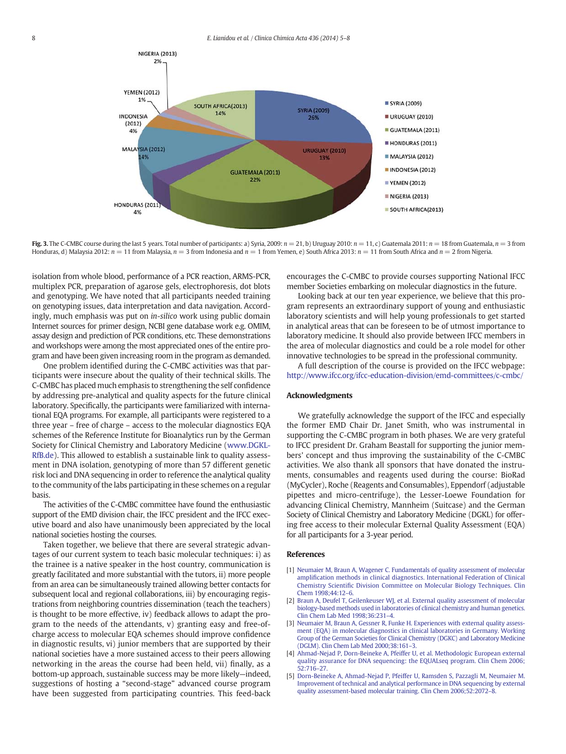NIGERIA (2013)
2%

YEMEN (2012)
1%

INDONESIA
(2012)
4%

MALAYSIA (2012)
14%

HONDURAS (2011)
4%

SOUTH AFRICA(2013)
14%

SYRIA (2009)
26%

URUGUAY (2010)
13%

GUATEMALA (2011)
22%

SYRIA (2009)
URUGUAY (2010)
GUATEMALA (2011)
HONDURAS (2011)
MALAYSIA (2012)
INDONESIA (2012)
YEMEN (2012)
NIGERIA (2013)
SOUTH AFRICA(2013)

**Fig. 3.** The C-CMBC course during the last 5 years. Total number of participants: a) Syria, 2009: $n = 21$, b) Uruguay 2010: $n = 11$, c) Guatemala 2011: $n = 18$ from Guatemala, $n = 3$ from Honduras, d) Malaysia 2012: $n = 11$ from Malaysia, $n = 3$ from Indonesia and $n = 1$ from Yemen, e) South Africa 2013: $n = 11$ from South Africa and $n = 2$ from Nigeria.

isolation from whole blood, performance of a PCR reaction, ARMS-PCR, multiplex PCR, preparation of agarose gels, electrophoresis, dot blots and genotyping. We have noted that all participants needed training on genotyping issues, data interpretation and data navigation. Accordingly, much emphasis was put on *in-silico* work using public domain Internet sources for primer design, NCBI gene database work e.g. OMIM, assay design and prediction of PCR conditions, etc. These demonstrations and workshops were among the most appreciated ones of the entire program and have been given increasing room in the program as demanded.

One problem identified during the C-CMBC activities was that participants were insecure about the quality of their technical skills. The C-CMBC has placed much emphasis to strengthening the self confidence by addressing pre-analytical and quality aspects for the future clinical laboratory. Specifically, the participants were familiarized with international EQA programs. For example, all participants were registered to a three year – free of charge – access to the molecular diagnostics EQA schemes of the Reference Institute for Bioanalytics run by the German Society for Clinical Chemistry and Laboratory Medicine (www.DGKL-RfB.de). This allowed to establish a sustainable link to quality assessment in DNA isolation, genotyping of more than 57 different genetic risk loci and DNA sequencing in order to reference the analytical quality to the community of the labs participating in these schemes on a regular basis.

The activities of the C-CMBC committee have found the enthusiastic support of the EMD division chair, the IFCC president and the IFCC executive board and also have unanimously been appreciated by the local national societies hosting the courses.

Taken together, we believe that there are several strategic advantages of our current system to teach basic molecular techniques: i) as the trainee is a native speaker in the host country, communication is greatly facilitated and more substantial with the tutors, ii) more people from an area can be simultaneously trained allowing better contacts for subsequent local and regional collaborations, iii) by encouraging registrations from neighboring countries dissemination (teach the teachers) is thought to be more effective, iv) feedback allows to adapt the program to the needs of the attendants, v) granting easy and free-of-charge access to molecular EQA schemes should improve confidence in diagnostic results, vi) junior members that are supported by their national societies have a more sustained access to their peers allowing networking in the areas the course had been held, vii) finally, as a bottom-up approach, sustainable success may be more likely—indeed, suggestions of hosting a "second-stage" advanced course program have been suggested from participating countries. This feed-back encourages the C-CMBC to provide courses supporting National IFCC member Societies embarking on molecular diagnostics in the future.

Looking back at our ten year experience, we believe that this program represents an extraordinary support of young and enthusiastic laboratory scientists and will help young professionals to get started in analytical areas that can be foreseen to be of utmost importance to laboratory medicine. It should also provide between IFCC members in the area of molecular diagnostics and could be a role model for other innovative technologies to be spread in the professional community.

A full description of the course is provided on the IFCC webpage: http://www.ifcc.org/ifcc-education-division/emd-committees/c-cmbc/

## Acknowledgments

We gratefully acknowledge the support of the IFCC and especially the former EMD Chair Dr. Janet Smith, who was instrumental in supporting the C-CMBC program in both phases. We are very grateful to IFCC president Dr. Graham Beastall for supporting the junior members' concept and thus improving the sustainability of the C-CMBC activities. We also thank all sponsors that have donated the instruments, consumables and reagents used during the course: BioRad (MyCycler), Roche (Reagents and Consumables), Eppendorf (adjustable pipettes and micro-centrifuge), the Lesser-Loewe Foundation for advancing Clinical Chemistry, Mannheim (Suitcase) and the German Society of Clinical Chemistry and Laboratory Medicine (DGKL) for offering free access to their molecular External Quality Assessment (EQA) for all participants for a 3-year period.

## References

[1] Neumaier M, Braun A, Wagener C. Fundamentals of quality assessment of molecular amplification methods in clinical diagnostics. International Federation of Clinical Chemistry Scientific Division Committee on Molecular Biology Techniques. Clin Chem 1998;44:12–6.

[2] Braun A, Deufel T, Geilenkeuser WJ, et al. External quality assessment of molecular biology-based methods used in laboratories of clinical chemistry and human genetics. Clin Chem Lab Med 1998;36:231–4.

[3] Neumaier M, Braun A, Gessner R, Funke H. Experiences with external quality assessment (EQA) in molecular diagnostics in clinical laboratories in Germany. Working Group of the German Societies for Clinical Chemistry (DGKC) and Laboratory Medicine (DGLM). Clin Chem Lab Med 2000;38:161–3.

[4] Ahmad-Nejad P, Dorn-Beineke A, Pfeiffer U, et al. Methodologic European external quality assurance for DNA sequencing: the EQUALseq program. Clin Chem 2006;52:716–27.

[5] Dorn-Beineke A, Ahmad-Nejad P, Pfeiffer U, Ramsden S, Pazzagli M, Neumaier M. Improvement of technical and analytical performance in DNA sequencing by external quality assessment-based molecular training. Clin Chem 2006;52:2072–8.